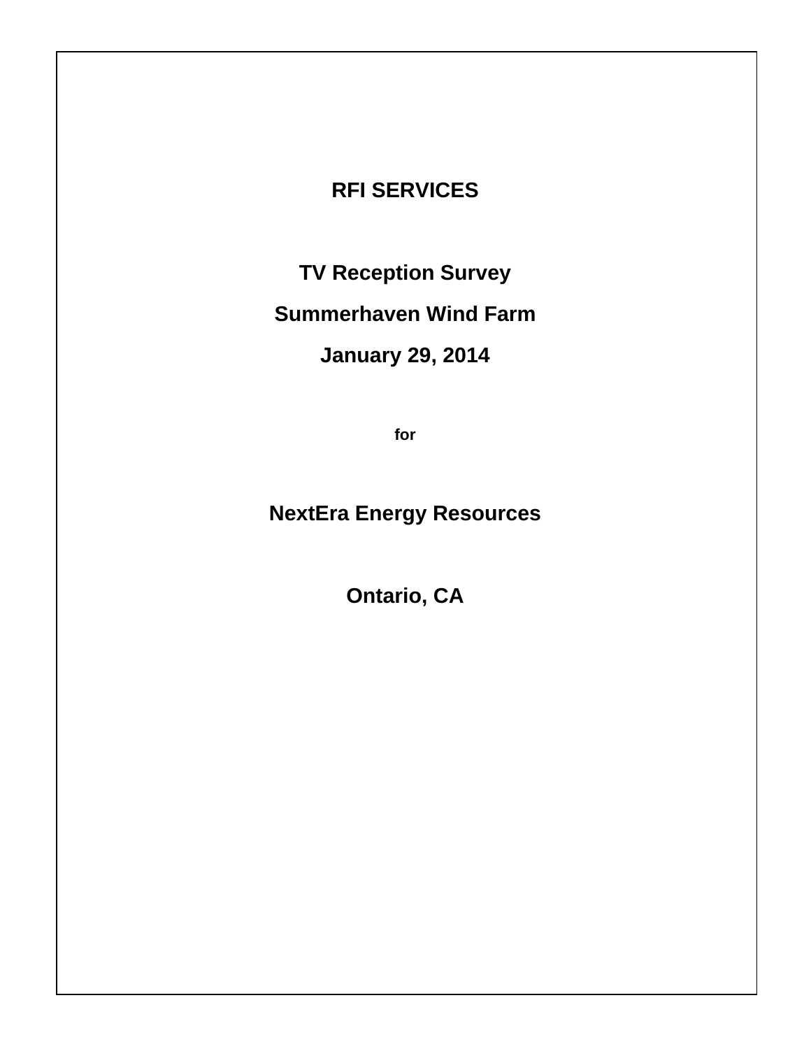# RFI SERVICES

## TV Reception Survey

## Summerhaven Wind Farm

## January 29, 2014

**for**

## NextEra Energy Resources

## Ontario, CA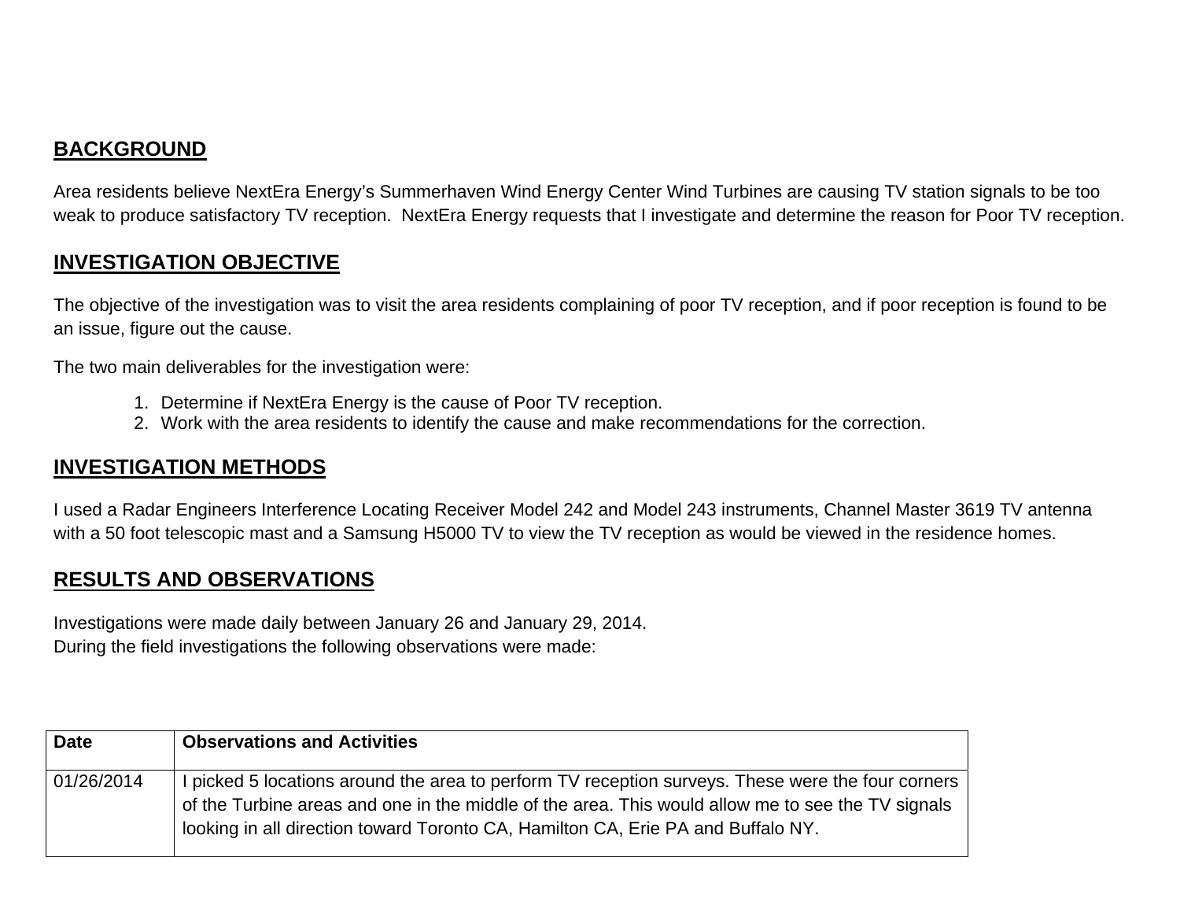## BACKGROUND

Area residents believe NextEra Energy's Summerhaven Wind Energy Center Wind Turbines are causing TV station signals to be too weak to produce satisfactory TV reception.  NextEra Energy requests that I investigate and determine the reason for Poor TV reception.

## INVESTIGATION OBJECTIVE

The objective of the investigation was to visit the area residents complaining of poor TV reception, and if poor reception is found to be an issue, figure out the cause.

The two main deliverables for the investigation were:

1. Determine if NextEra Energy is the cause of Poor TV reception.
2. Work with the area residents to identify the cause and make recommendations for the correction.

## INVESTIGATION METHODS

I used a Radar Engineers Interference Locating Receiver Model 242 and Model 243 instruments, Channel Master 3619 TV antenna with a 50 foot telescopic mast and a Samsung H5000 TV to view the TV reception as would be viewed in the residence homes.

## RESULTS AND OBSERVATIONS

Investigations were made daily between January 26 and January 29, 2014.
During the field investigations the following observations were made:

| Date | Observations and Activities |
|---|---|
| 01/26/2014 | I picked 5 locations around the area to perform TV reception surveys. These were the four corners of the Turbine areas and one in the middle of the area. This would allow me to see the TV signals looking in all direction toward Toronto CA, Hamilton CA, Erie PA and Buffalo NY. |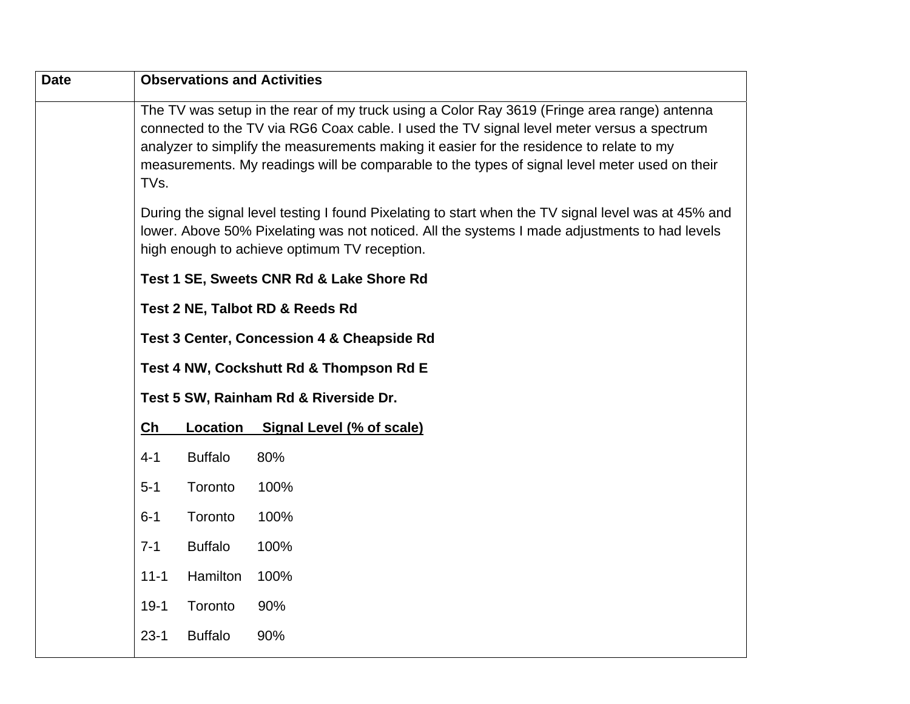| Date | Observations and Activities |
| --- | --- |
| | The TV was setup in the rear of my truck using a Color Ray 3619 (Fringe area range) antenna connected to the TV via RG6 Coax cable. I used the TV signal level meter versus a spectrum analyzer to simplify the measurements making it easier for the residence to relate to my measurements. My readings will be comparable to the types of signal level meter used on their TVs.<br><br>During the signal level testing I found Pixelating to start when the TV signal level was at 45% and lower. Above 50% Pixelating was not noticed. All the systems I made adjustments to had levels high enough to achieve optimum TV reception.<br><br>**Test 1 SE, Sweets CNR Rd & Lake Shore Rd**<br><br>**Test 2 NE, Talbot RD & Reeds Rd**<br><br>**Test 3 Center, Concession 4 & Cheapside Rd**<br><br>**Test 4 NW, Cockshutt Rd & Thompson Rd E**<br><br>**Test 5 SW, Rainham Rd & Riverside Dr.**<br><br>**<u>Ch Location Signal Level (% of scale)</u>**<br><br>4-1 Buffalo 80%<br><br>5-1 Toronto 100%<br><br>6-1 Toronto 100%<br><br>7-1 Buffalo 100%<br><br>11-1 Hamilton 100%<br><br>19-1 Toronto 90%<br><br>23-1 Buffalo 90% |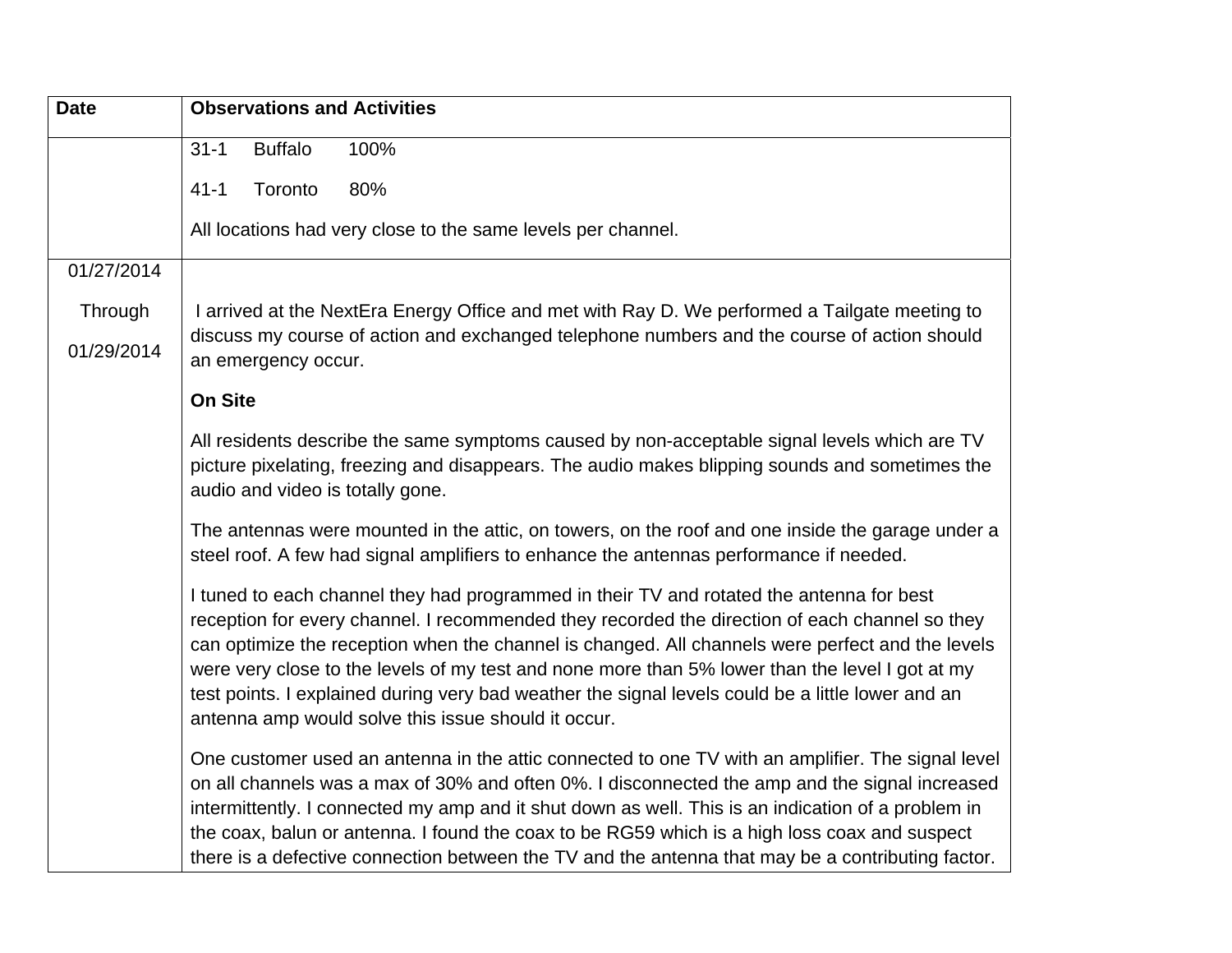| Date | Observations and Activities |
|---|---|
| | 31-1 Buffalo 100%<br><br>41-1 Toronto 80%<br><br>All locations had very close to the same levels per channel. |
| 01/27/2014<br><br>Through<br><br>01/29/2014 | I arrived at the NextEra Energy Office and met with Ray D. We performed a Tailgate meeting to discuss my course of action and exchanged telephone numbers and the course of action should an emergency occur.<br><br>**On Site**<br><br>All residents describe the same symptoms caused by non-acceptable signal levels which are TV picture pixelating, freezing and disappears. The audio makes blipping sounds and sometimes the audio and video is totally gone.<br><br>The antennas were mounted in the attic, on towers, on the roof and one inside the garage under a steel roof. A few had signal amplifiers to enhance the antennas performance if needed.<br><br>I tuned to each channel they had programmed in their TV and rotated the antenna for best reception for every channel. I recommended they recorded the direction of each channel so they can optimize the reception when the channel is changed. All channels were perfect and the levels were very close to the levels of my test and none more than 5% lower than the level I got at my test points. I explained during very bad weather the signal levels could be a little lower and an antenna amp would solve this issue should it occur.<br><br>One customer used an antenna in the attic connected to one TV with an amplifier. The signal level on all channels was a max of 30% and often 0%. I disconnected the amp and the signal increased intermittently. I connected my amp and it shut down as well. This is an indication of a problem in the coax, balun or antenna. I found the coax to be RG59 which is a high loss coax and suspect there is a defective connection between the TV and the antenna that may be a contributing factor. |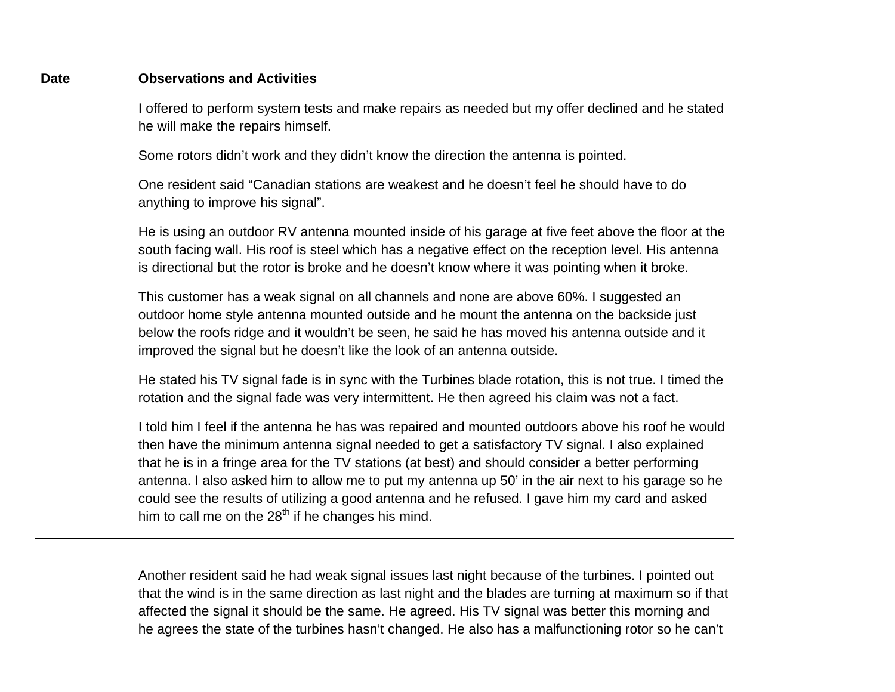| Date | Observations and Activities |
| --- | --- |
| | I offered to perform system tests and make repairs as needed but my offer declined and he stated he will make the repairs himself.<br><br>Some rotors didn't work and they didn't know the direction the antenna is pointed.<br><br>One resident said "Canadian stations are weakest and he doesn't feel he should have to do anything to improve his signal".<br><br>He is using an outdoor RV antenna mounted inside of his garage at five feet above the floor at the south facing wall. His roof is steel which has a negative effect on the reception level. His antenna is directional but the rotor is broke and he doesn't know where it was pointing when it broke.<br><br>This customer has a weak signal on all channels and none are above 60%. I suggested an outdoor home style antenna mounted outside and he mount the antenna on the backside just below the roofs ridge and it wouldn't be seen, he said he has moved his antenna outside and it improved the signal but he doesn't like the look of an antenna outside.<br><br>He stated his TV signal fade is in sync with the Turbines blade rotation, this is not true. I timed the rotation and the signal fade was very intermittent. He then agreed his claim was not a fact.<br><br>I told him I feel if the antenna he has was repaired and mounted outdoors above his roof he would then have the minimum antenna signal needed to get a satisfactory TV signal. I also explained that he is in a fringe area for the TV stations (at best) and should consider a better performing antenna. I also asked him to allow me to put my antenna up 50' in the air next to his garage so he could see the results of utilizing a good antenna and he refused. I gave him my card and asked him to call me on the 28th if he changes his mind. |
| | Another resident said he had weak signal issues last night because of the turbines. I pointed out that the wind is in the same direction as last night and the blades are turning at maximum so if that affected the signal it should be the same. He agreed. His TV signal was better this morning and he agrees the state of the turbines hasn't changed. He also has a malfunctioning rotor so he can't |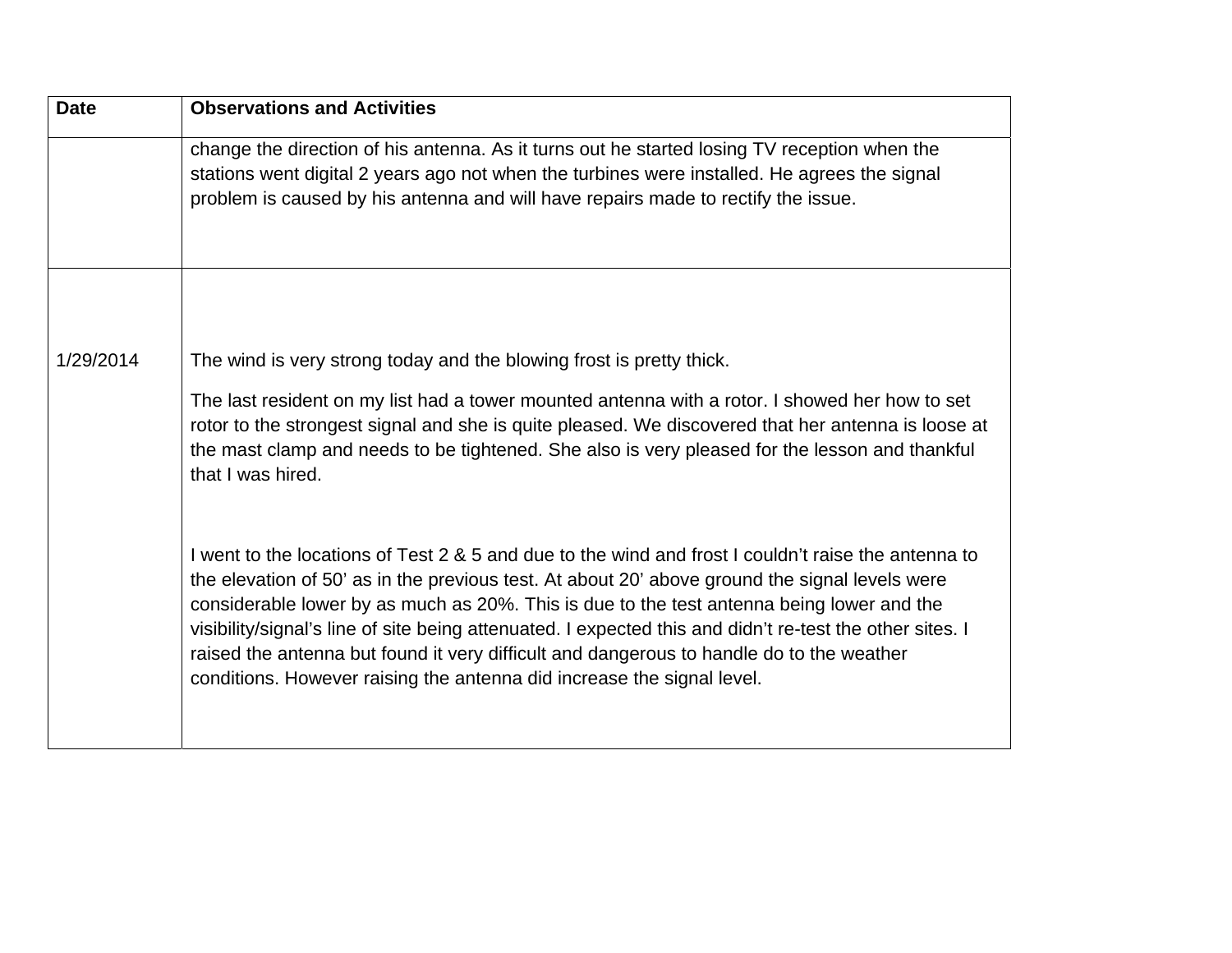| Date | Observations and Activities |
| --- | --- |
| | change the direction of his antenna. As it turns out he started losing TV reception when the stations went digital 2 years ago not when the turbines were installed. He agrees the signal problem is caused by his antenna and will have repairs made to rectify the issue. |
| 1/29/2014 | The wind is very strong today and the blowing frost is pretty thick.<br><br>The last resident on my list had a tower mounted antenna with a rotor. I showed her how to set rotor to the strongest signal and she is quite pleased. We discovered that her antenna is loose at the mast clamp and needs to be tightened. She also is very pleased for the lesson and thankful that I was hired.<br><br>I went to the locations of Test 2 & 5 and due to the wind and frost I couldn't raise the antenna to the elevation of 50' as in the previous test. At about 20' above ground the signal levels were considerable lower by as much as 20%. This is due to the test antenna being lower and the visibility/signal's line of site being attenuated. I expected this and didn't re-test the other sites. I raised the antenna but found it very difficult and dangerous to handle do to the weather conditions. However raising the antenna did increase the signal level. |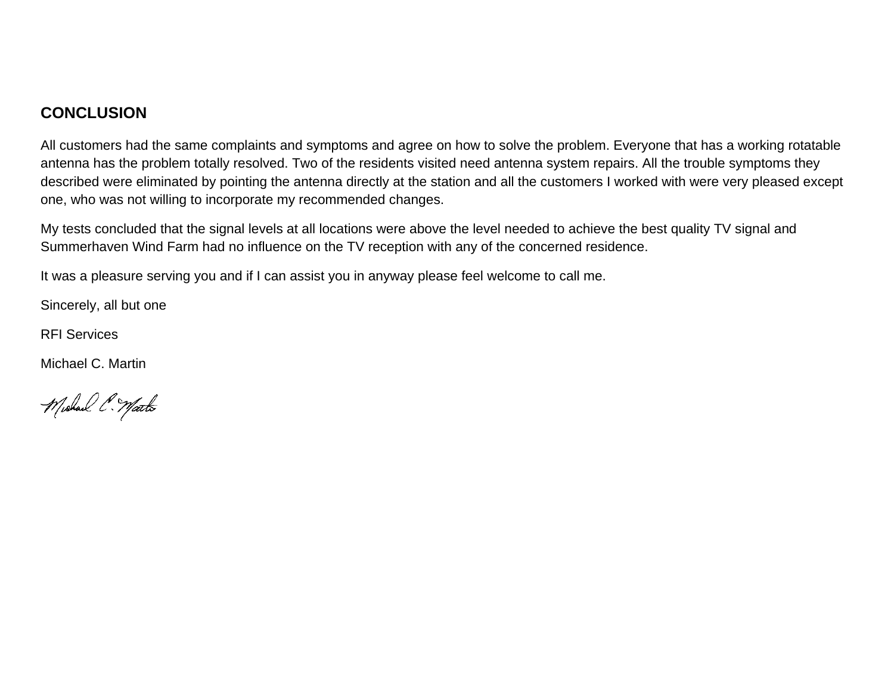## CONCLUSION

All customers had the same complaints and symptoms and agree on how to solve the problem. Everyone that has a working rotatable antenna has the problem totally resolved. Two of the residents visited need antenna system repairs. All the trouble symptoms they described were eliminated by pointing the antenna directly at the station and all the customers I worked with were very pleased except one, who was not willing to incorporate my recommended changes.

My tests concluded that the signal levels at all locations were above the level needed to achieve the best quality TV signal and Summerhaven Wind Farm had no influence on the TV reception with any of the concerned residence.

It was a pleasure serving you and if I can assist you in anyway please feel welcome to call me.

Sincerely, all but one

RFI Services

Michael C. Martin